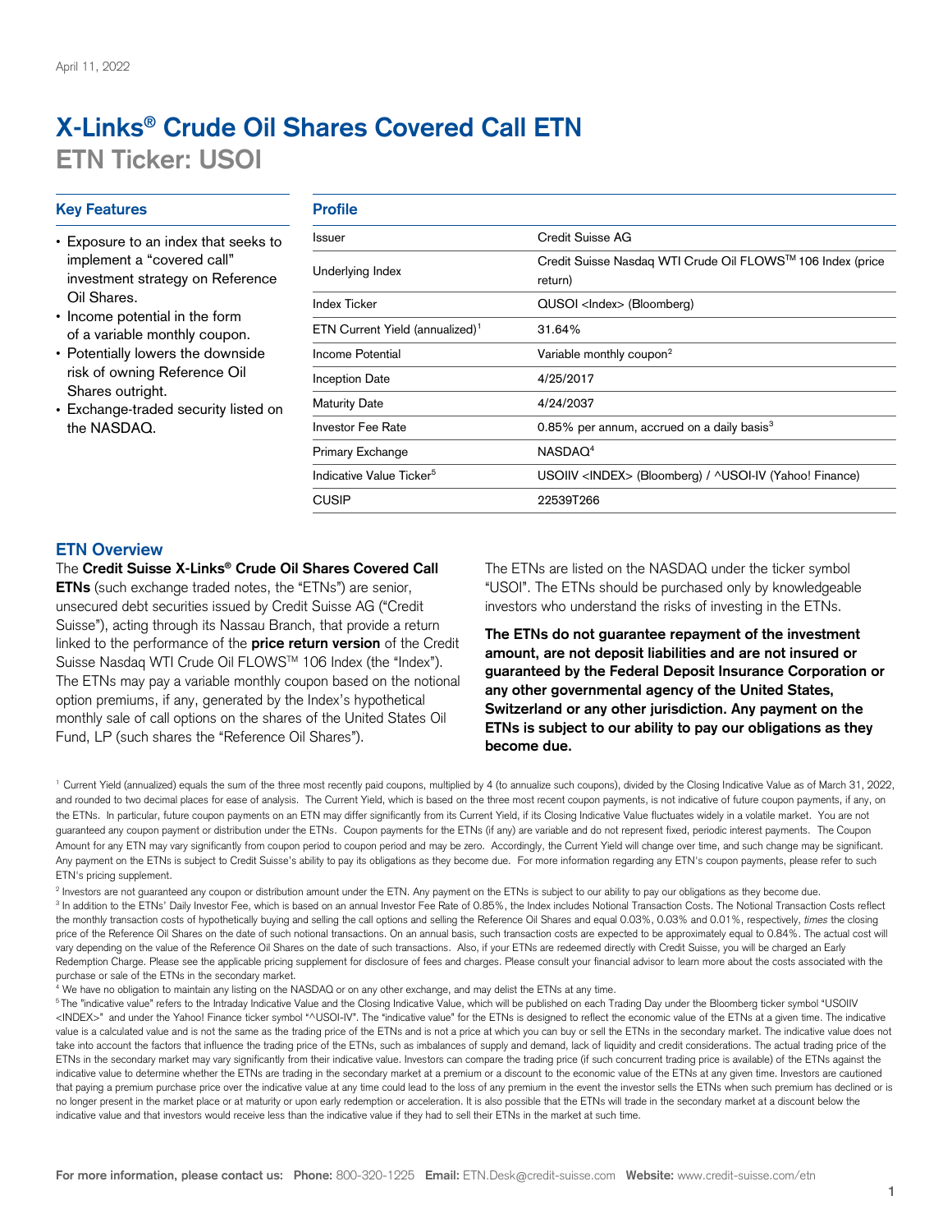April 11, 2022

# X-Links® Crude Oil Shares Covered Call ETN

## ETN Ticker: USOI

### Key Features

- Exposure to an index that seeks to implement a "covered call" investment strategy on Reference Oil Shares.
- Income potential in the form of a variable monthly coupon.
- Potentially lowers the downside risk of owning Reference Oil Shares outright.
- Exchange-traded security listed on the NASDAQ.

### Profile

| | |
|---|---|
| Issuer | Credit Suisse AG |
| Underlying Index | Credit Suisse Nasdaq WTI Crude Oil FLOWS™ 106 Index (price return) |
| Index Ticker | QUSOI <Index> (Bloomberg) |
| ETN Current Yield (annualized)[1] | 31.64% |
| Income Potential | Variable monthly coupon[2] |
| Inception Date | 4/25/2017 |
| Maturity Date | 4/24/2037 |
| Investor Fee Rate | 0.85% per annum, accrued on a daily basis[3] |
| Primary Exchange | NASDAQ[4] |
| Indicative Value Ticker[5] | USOIIV <INDEX> (Bloomberg) / ^USOI-IV (Yahoo! Finance) |
| CUSIP | 22539T266 |

### ETN Overview

The **Credit Suisse X-Links® Crude Oil Shares Covered Call ETNs** (such exchange traded notes, the "ETNs") are senior, unsecured debt securities issued by Credit Suisse AG ("Credit Suisse"), acting through its Nassau Branch, that provide a return linked to the performance of the **price return version** of the Credit Suisse Nasdaq WTI Crude Oil FLOWS™ 106 Index (the "Index"). The ETNs may pay a variable monthly coupon based on the notional option premiums, if any, generated by the Index's hypothetical monthly sale of call options on the shares of the United States Oil Fund, LP (such shares the "Reference Oil Shares").

The ETNs are listed on the NASDAQ under the ticker symbol "USOI". The ETNs should be purchased only by knowledgeable investors who understand the risks of investing in the ETNs.

**The ETNs do not guarantee repayment of the investment amount, are not deposit liabilities and are not insured or guaranteed by the Federal Deposit Insurance Corporation or any other governmental agency of the United States, Switzerland or any other jurisdiction. Any payment on the ETNs is subject to our ability to pay our obligations as they become due.**

[1] Current Yield (annualized) equals the sum of the three most recently paid coupons, multiplied by 4 (to annualize such coupons), divided by the Closing Indicative Value as of March 31, 2022, and rounded to two decimal places for ease of analysis. The Current Yield, which is based on the three most recent coupon payments, is not indicative of future coupon payments, if any, on the ETNs. In particular, future coupon payments on an ETN may differ significantly from its Current Yield, if its Closing Indicative Value fluctuates widely in a volatile market. You are not guaranteed any coupon payment or distribution under the ETNs. Coupon payments for the ETNs (if any) are variable and do not represent fixed, periodic interest payments. The Coupon Amount for any ETN may vary significantly from coupon period to coupon period and may be zero. Accordingly, the Current Yield will change over time, and such change may be significant. Any payment on the ETNs is subject to Credit Suisse's ability to pay its obligations as they become due. For more information regarding any ETN's coupon payments, please refer to such ETN's pricing supplement.

[2] Investors are not guaranteed any coupon or distribution amount under the ETN. Any payment on the ETNs is subject to our ability to pay our obligations as they become due.

[3] In addition to the ETNs' Daily Investor Fee, which is based on an annual Investor Fee Rate of 0.85%, the Index includes Notional Transaction Costs. The Notional Transaction Costs reflect the monthly transaction costs of hypothetically buying and selling the call options and selling the Reference Oil Shares and equal 0.03%, 0.03% and 0.01%, respectively, *times* the closing price of the Reference Oil Shares on the date of such notional transactions. On an annual basis, such transaction costs are expected to be approximately equal to 0.84%. The actual cost will vary depending on the value of the Reference Oil Shares on the date of such transactions. Also, if your ETNs are redeemed directly with Credit Suisse, you will be charged an Early Redemption Charge. Please see the applicable pricing supplement for disclosure of fees and charges. Please consult your financial advisor to learn more about the costs associated with the purchase or sale of the ETNs in the secondary market.

[4] We have no obligation to maintain any listing on the NASDAQ or on any other exchange, and may delist the ETNs at any time.

[5] The "indicative value" refers to the Intraday Indicative Value and the Closing Indicative Value, which will be published on each Trading Day under the Bloomberg ticker symbol "USOIIV <INDEX>" and under the Yahoo! Finance ticker symbol "^USOI-IV". The "indicative value" for the ETNs is designed to reflect the economic value of the ETNs at a given time. The indicative value is a calculated value and is not the same as the trading price of the ETNs and is not a price at which you can buy or sell the ETNs in the secondary market. The indicative value does not take into account the factors that influence the trading price of the ETNs, such as imbalances of supply and demand, lack of liquidity and credit considerations. The actual trading price of the ETNs in the secondary market may vary significantly from their indicative value. Investors can compare the trading price (if such concurrent trading price is available) of the ETNs against the indicative value to determine whether the ETNs are trading in the secondary market at a premium or a discount to the economic value of the ETNs at any given time. Investors are cautioned that paying a premium purchase price over the indicative value at any time could lead to the loss of any premium in the event the investor sells the ETNs when such premium has declined or is no longer present in the market place or at maturity or upon early redemption or acceleration. It is also possible that the ETNs will trade in the secondary market at a discount below the indicative value and that investors would receive less than the indicative value if they had to sell their ETNs in the market at such time.

**For more information, please contact us:** **Phone:** 800-320-1225 **Email:** ETN.Desk@credit-suisse.com **Website:** www.credit-suisse.com/etn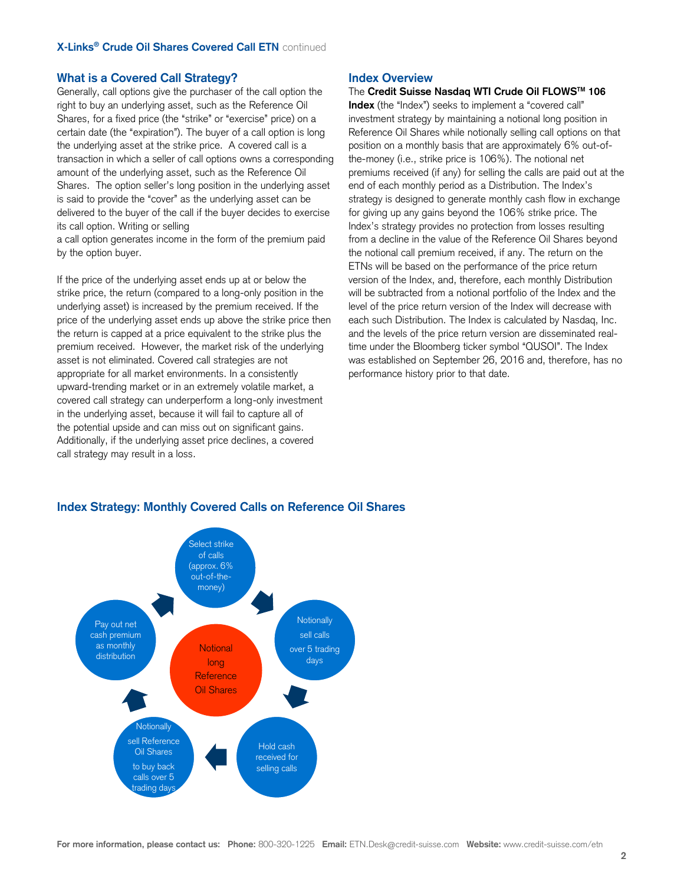## What is a Covered Call Strategy?

Generally, call options give the purchaser of the call option the right to buy an underlying asset, such as the Reference Oil Shares, for a fixed price (the "strike" or "exercise" price) on a certain date (the "expiration"). The buyer of a call option is long the underlying asset at the strike price. A covered call is a transaction in which a seller of call options owns a corresponding amount of the underlying asset, such as the Reference Oil Shares. The option seller's long position in the underlying asset is said to provide the "cover" as the underlying asset can be delivered to the buyer of the call if the buyer decides to exercise its call option. Writing or selling a call option generates income in the form of the premium paid by the option buyer.

If the price of the underlying asset ends up at or below the strike price, the return (compared to a long-only position in the underlying asset) is increased by the premium received. If the price of the underlying asset ends up above the strike price then the return is capped at a price equivalent to the strike plus the premium received. However, the market risk of the underlying asset is not eliminated. Covered call strategies are not appropriate for all market environments. In a consistently upward-trending market or in an extremely volatile market, a covered call strategy can underperform a long-only investment in the underlying asset, because it will fail to capture all of the potential upside and can miss out on significant gains. Additionally, if the underlying asset price declines, a covered call strategy may result in a loss.

## Index Overview

The **Credit Suisse Nasdaq WTI Crude Oil FLOWS™ 106 Index** (the "Index") seeks to implement a "covered call" investment strategy by maintaining a notional long position in Reference Oil Shares while notionally selling call options on that position on a monthly basis that are approximately 6% out-of-the-money (i.e., strike price is 106%). The notional net premiums received (if any) for selling the calls are paid out at the end of each monthly period as a Distribution. The Index's strategy is designed to generate monthly cash flow in exchange for giving up any gains beyond the 106% strike price. The Index's strategy provides no protection from losses resulting from a decline in the value of the Reference Oil Shares beyond the notional call premium received, if any. The return on the ETNs will be based on the performance of the price return version of the Index, and, therefore, each monthly Distribution will be subtracted from a notional portfolio of the Index and the level of the price return version of the Index will decrease with each such Distribution. The Index is calculated by Nasdaq, Inc. and the levels of the price return version are disseminated real-time under the Bloomberg ticker symbol "QUSOI". The Index was established on September 26, 2016 and, therefore, has no performance history prior to that date.

## Index Strategy: Monthly Covered Calls on Reference Oil Shares

- Select strike of calls (approx. 6% out-of-the-money)
- Notionally sell calls over 5 trading days
- Hold cash received for selling calls
- Notionally sell Reference Oil Shares to buy back calls over 5 trading days
- Pay out net cash premium as monthly distribution

Notional long Reference Oil Shares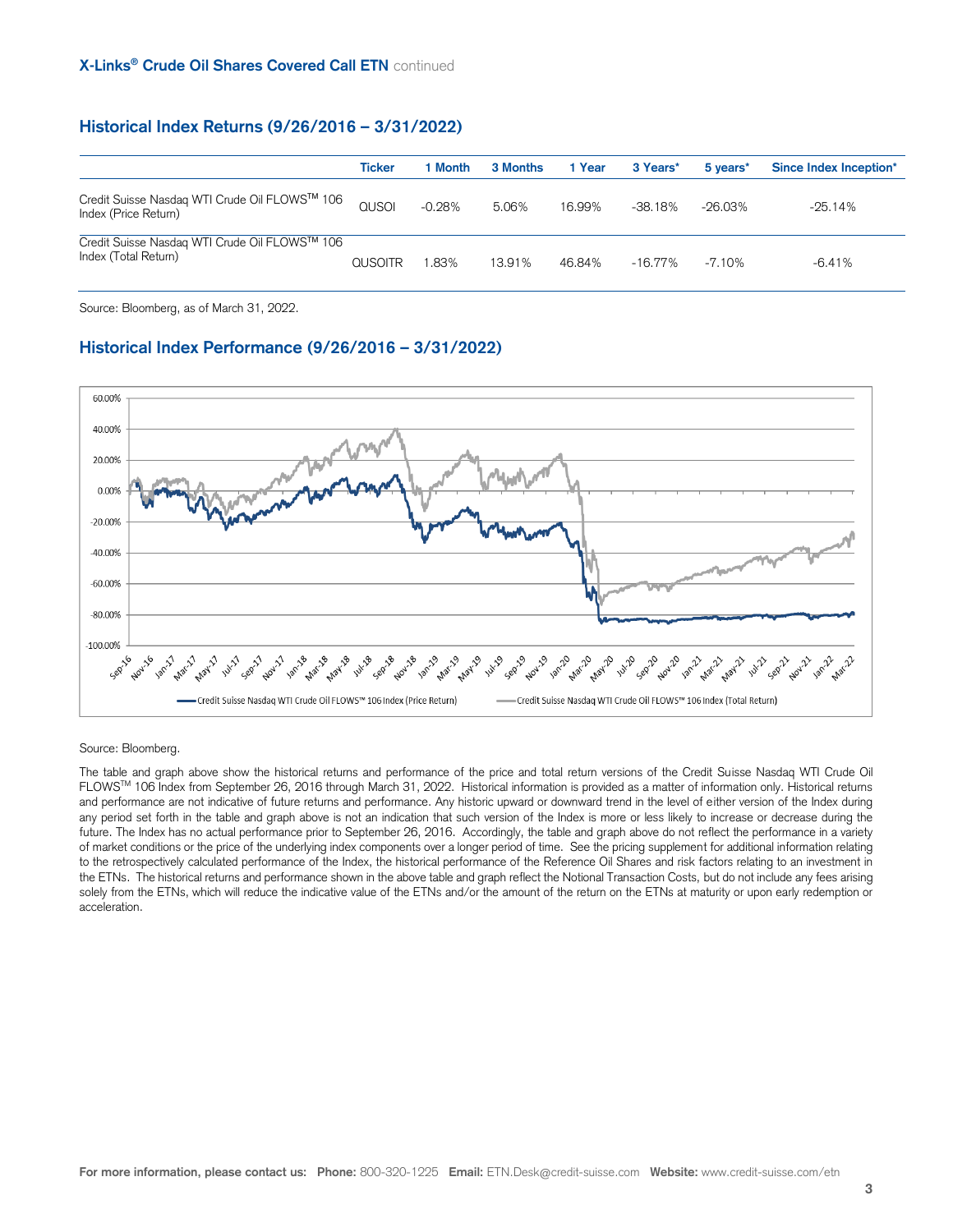## Historical Index Returns (9/26/2016 – 3/31/2022)

| | Ticker | 1 Month | 3 Months | 1 Year | 3 Years* | 5 years* | Since Index Inception* |
|---|---|---|---|---|---|---|---|
| Credit Suisse Nasdaq WTI Crude Oil FLOWS™ 106 Index (Price Return) | QUSOI | -0.28% | 5.06% | 16.99% | -38.18% | -26.03% | -25.14% |
| Credit Suisse Nasdaq WTI Crude Oil FLOWS™ 106 Index (Total Return) | QUSOITR | 1.83% | 13.91% | 46.84% | -16.77% | -7.10% | -6.41% |

Source: Bloomberg, as of March 31, 2022.

## Historical Index Performance (9/26/2016 – 3/31/2022)

Source: Bloomberg.

The table and graph above show the historical returns and performance of the price and total return versions of the Credit Suisse Nasdaq WTI Crude Oil FLOWS™ 106 Index from September 26, 2016 through March 31, 2022. Historical information is provided as a matter of information only. Historical returns and performance are not indicative of future returns and performance. Any historic upward or downward trend in the level of either version of the Index during any period set forth in the table and graph above is not an indication that such version of the Index is more or less likely to increase or decrease during the future. The Index has no actual performance prior to September 26, 2016. Accordingly, the table and graph above do not reflect the performance in a variety of market conditions or the price of the underlying index components over a longer period of time. See the pricing supplement for additional information relating to the retrospectively calculated performance of the Index, the historical performance of the Reference Oil Shares and risk factors relating to an investment in the ETNs. The historical returns and performance shown in the above table and graph reflect the Notional Transaction Costs, but do not include any fees arising solely from the ETNs, which will reduce the indicative value of the ETNs and/or the amount of the return on the ETNs at maturity or upon early redemption or acceleration.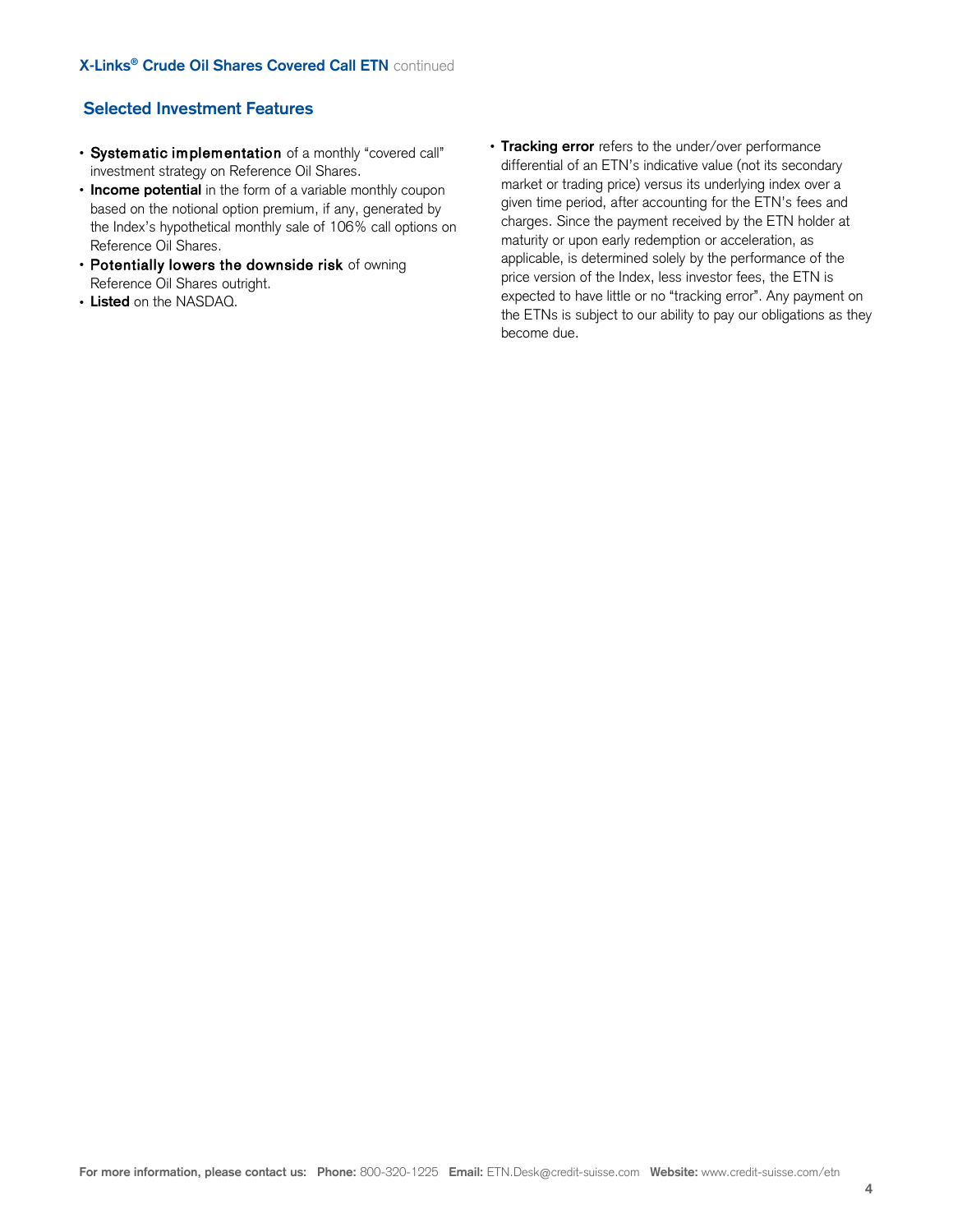## Selected Investment Features

- **Systematic implementation** of a monthly "covered call" investment strategy on Reference Oil Shares.
- **Income potential** in the form of a variable monthly coupon based on the notional option premium, if any, generated by the Index's hypothetical monthly sale of 106% call options on Reference Oil Shares.
- **Potentially lowers the downside risk** of owning Reference Oil Shares outright.
- **Listed** on the NASDAQ.
- **Tracking error** refers to the under/over performance differential of an ETN's indicative value (not its secondary market or trading price) versus its underlying index over a given time period, after accounting for the ETN's fees and charges. Since the payment received by the ETN holder at maturity or upon early redemption or acceleration, as applicable, is determined solely by the performance of the price version of the Index, less investor fees, the ETN is expected to have little or no "tracking error". Any payment on the ETNs is subject to our ability to pay our obligations as they become due.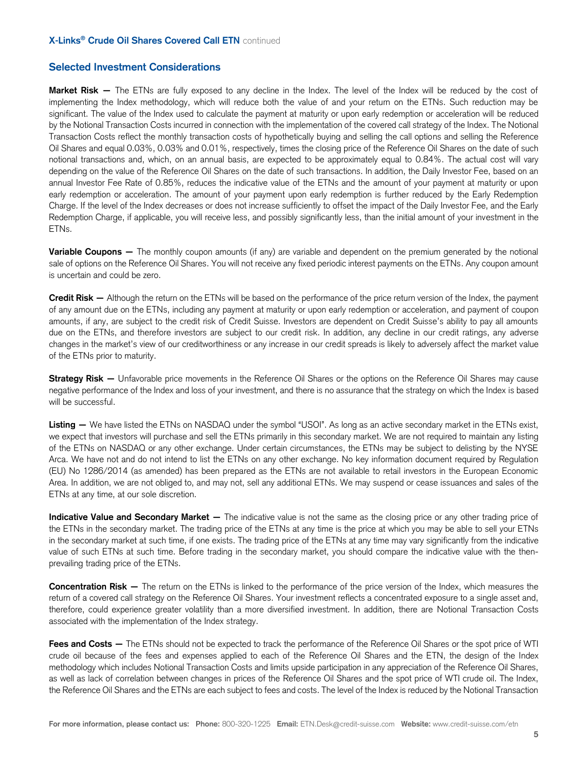## Selected Investment Considerations

**Market Risk —** The ETNs are fully exposed to any decline in the Index. The level of the Index will be reduced by the cost of implementing the Index methodology, which will reduce both the value of and your return on the ETNs. Such reduction may be significant. The value of the Index used to calculate the payment at maturity or upon early redemption or acceleration will be reduced by the Notional Transaction Costs incurred in connection with the implementation of the covered call strategy of the Index. The Notional Transaction Costs reflect the monthly transaction costs of hypothetically buying and selling the call options and selling the Reference Oil Shares and equal 0.03%, 0.03% and 0.01%, respectively, times the closing price of the Reference Oil Shares on the date of such notional transactions and, which, on an annual basis, are expected to be approximately equal to 0.84%. The actual cost will vary depending on the value of the Reference Oil Shares on the date of such transactions. In addition, the Daily Investor Fee, based on an annual Investor Fee Rate of 0.85%, reduces the indicative value of the ETNs and the amount of your payment at maturity or upon early redemption or acceleration. The amount of your payment upon early redemption is further reduced by the Early Redemption Charge. If the level of the Index decreases or does not increase sufficiently to offset the impact of the Daily Investor Fee, and the Early Redemption Charge, if applicable, you will receive less, and possibly significantly less, than the initial amount of your investment in the ETNs.

**Variable Coupons —** The monthly coupon amounts (if any) are variable and dependent on the premium generated by the notional sale of options on the Reference Oil Shares. You will not receive any fixed periodic interest payments on the ETNs. Any coupon amount is uncertain and could be zero.

**Credit Risk —** Although the return on the ETNs will be based on the performance of the price return version of the Index, the payment of any amount due on the ETNs, including any payment at maturity or upon early redemption or acceleration, and payment of coupon amounts, if any, are subject to the credit risk of Credit Suisse. Investors are dependent on Credit Suisse's ability to pay all amounts due on the ETNs, and therefore investors are subject to our credit risk. In addition, any decline in our credit ratings, any adverse changes in the market's view of our creditworthiness or any increase in our credit spreads is likely to adversely affect the market value of the ETNs prior to maturity.

**Strategy Risk —** Unfavorable price movements in the Reference Oil Shares or the options on the Reference Oil Shares may cause negative performance of the Index and loss of your investment, and there is no assurance that the strategy on which the Index is based will be successful.

**Listing —** We have listed the ETNs on NASDAQ under the symbol "USOI". As long as an active secondary market in the ETNs exist, we expect that investors will purchase and sell the ETNs primarily in this secondary market. We are not required to maintain any listing of the ETNs on NASDAQ or any other exchange. Under certain circumstances, the ETNs may be subject to delisting by the NYSE Arca. We have not and do not intend to list the ETNs on any other exchange. No key information document required by Regulation (EU) No 1286/2014 (as amended) has been prepared as the ETNs are not available to retail investors in the European Economic Area. In addition, we are not obliged to, and may not, sell any additional ETNs. We may suspend or cease issuances and sales of the ETNs at any time, at our sole discretion.

**Indicative Value and Secondary Market —** The indicative value is not the same as the closing price or any other trading price of the ETNs in the secondary market. The trading price of the ETNs at any time is the price at which you may be able to sell your ETNs in the secondary market at such time, if one exists. The trading price of the ETNs at any time may vary significantly from the indicative value of such ETNs at such time. Before trading in the secondary market, you should compare the indicative value with the then-prevailing trading price of the ETNs.

**Concentration Risk —** The return on the ETNs is linked to the performance of the price version of the Index, which measures the return of a covered call strategy on the Reference Oil Shares. Your investment reflects a concentrated exposure to a single asset and, therefore, could experience greater volatility than a more diversified investment. In addition, there are Notional Transaction Costs associated with the implementation of the Index strategy.

**Fees and Costs —** The ETNs should not be expected to track the performance of the Reference Oil Shares or the spot price of WTI crude oil because of the fees and expenses applied to each of the Reference Oil Shares and the ETN, the design of the Index methodology which includes Notional Transaction Costs and limits upside participation in any appreciation of the Reference Oil Shares, as well as lack of correlation between changes in prices of the Reference Oil Shares and the spot price of WTI crude oil. The Index, the Reference Oil Shares and the ETNs are each subject to fees and costs. The level of the Index is reduced by the Notional Transaction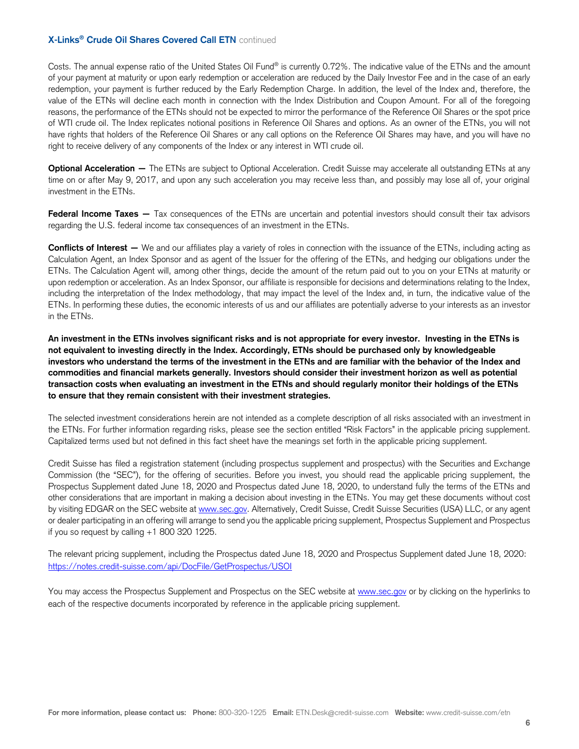Costs. The annual expense ratio of the United States Oil Fund® is currently 0.72%. The indicative value of the ETNs and the amount of your payment at maturity or upon early redemption or acceleration are reduced by the Daily Investor Fee and in the case of an early redemption, your payment is further reduced by the Early Redemption Charge. In addition, the level of the Index and, therefore, the value of the ETNs will decline each month in connection with the Index Distribution and Coupon Amount. For all of the foregoing reasons, the performance of the ETNs should not be expected to mirror the performance of the Reference Oil Shares or the spot price of WTI crude oil. The Index replicates notional positions in Reference Oil Shares and options. As an owner of the ETNs, you will not have rights that holders of the Reference Oil Shares or any call options on the Reference Oil Shares may have, and you will have no right to receive delivery of any components of the Index or any interest in WTI crude oil.

**Optional Acceleration —** The ETNs are subject to Optional Acceleration. Credit Suisse may accelerate all outstanding ETNs at any time on or after May 9, 2017, and upon any such acceleration you may receive less than, and possibly may lose all of, your original investment in the ETNs.

**Federal Income Taxes —** Tax consequences of the ETNs are uncertain and potential investors should consult their tax advisors regarding the U.S. federal income tax consequences of an investment in the ETNs.

**Conflicts of Interest —** We and our affiliates play a variety of roles in connection with the issuance of the ETNs, including acting as Calculation Agent, an Index Sponsor and as agent of the Issuer for the offering of the ETNs, and hedging our obligations under the ETNs. The Calculation Agent will, among other things, decide the amount of the return paid out to you on your ETNs at maturity or upon redemption or acceleration. As an Index Sponsor, our affiliate is responsible for decisions and determinations relating to the Index, including the interpretation of the Index methodology, that may impact the level of the Index and, in turn, the indicative value of the ETNs. In performing these duties, the economic interests of us and our affiliates are potentially adverse to your interests as an investor in the ETNs.

**An investment in the ETNs involves significant risks and is not appropriate for every investor. Investing in the ETNs is not equivalent to investing directly in the Index. Accordingly, ETNs should be purchased only by knowledgeable investors who understand the terms of the investment in the ETNs and are familiar with the behavior of the Index and commodities and financial markets generally. Investors should consider their investment horizon as well as potential transaction costs when evaluating an investment in the ETNs and should regularly monitor their holdings of the ETNs to ensure that they remain consistent with their investment strategies.**

The selected investment considerations herein are not intended as a complete description of all risks associated with an investment in the ETNs. For further information regarding risks, please see the section entitled "Risk Factors" in the applicable pricing supplement. Capitalized terms used but not defined in this fact sheet have the meanings set forth in the applicable pricing supplement.

Credit Suisse has filed a registration statement (including prospectus supplement and prospectus) with the Securities and Exchange Commission (the "SEC"), for the offering of securities. Before you invest, you should read the applicable pricing supplement, the Prospectus Supplement dated June 18, 2020 and Prospectus dated June 18, 2020, to understand fully the terms of the ETNs and other considerations that are important in making a decision about investing in the ETNs. You may get these documents without cost by visiting EDGAR on the SEC website at www.sec.gov. Alternatively, Credit Suisse, Credit Suisse Securities (USA) LLC, or any agent or dealer participating in an offering will arrange to send you the applicable pricing supplement, Prospectus Supplement and Prospectus if you so request by calling +1 800 320 1225.

The relevant pricing supplement, including the Prospectus dated June 18, 2020 and Prospectus Supplement dated June 18, 2020: https://notes.credit-suisse.com/api/DocFile/GetProspectus/USOI

You may access the Prospectus Supplement and Prospectus on the SEC website at www.sec.gov or by clicking on the hyperlinks to each of the respective documents incorporated by reference in the applicable pricing supplement.